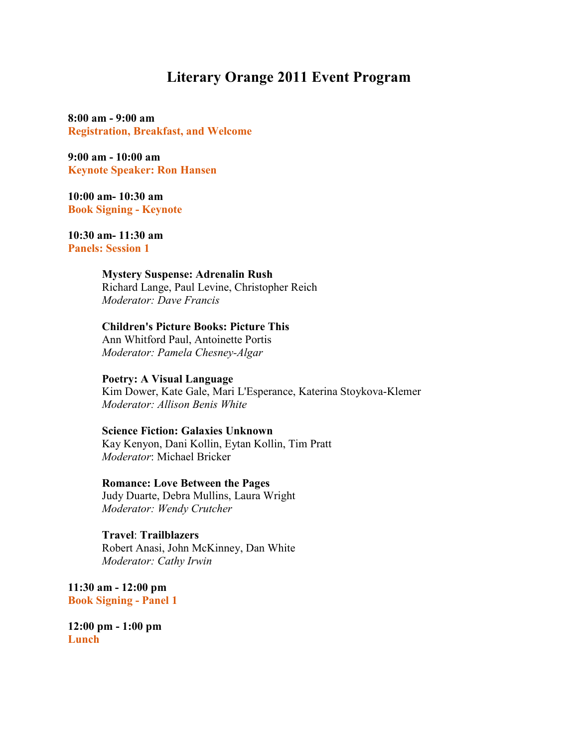# Literary Orange 2011 Event Program

**8:00 am - 9:00 am**
**Registration, Breakfast, and Welcome**

**9:00 am - 10:00 am**
**Keynote Speaker: Ron Hansen**

**10:00 am- 10:30 am**
**Book Signing - Keynote**

**10:30 am- 11:30 am**
**Panels: Session 1**

**Mystery Suspense: Adrenalin Rush**
Richard Lange, Paul Levine, Christopher Reich
*Moderator: Dave Francis*

**Children's Picture Books: Picture This**
Ann Whitford Paul, Antoinette Portis
*Moderator: Pamela Chesney-Algar*

**Poetry: A Visual Language**
Kim Dower, Kate Gale, Mari L'Esperance, Katerina Stoykova-Klemer
*Moderator: Allison Benis White*

**Science Fiction: Galaxies Unknown**
Kay Kenyon, Dani Kollin, Eytan Kollin, Tim Pratt
*Moderator*: Michael Bricker

**Romance: Love Between the Pages**
Judy Duarte, Debra Mullins, Laura Wright
*Moderator: Wendy Crutcher*

**Travel**: **Trailblazers**
Robert Anasi, John McKinney, Dan White
*Moderator: Cathy Irwin*

**11:30 am - 12:00 pm**
**Book Signing - Panel 1**

**12:00 pm - 1:00 pm**
**Lunch**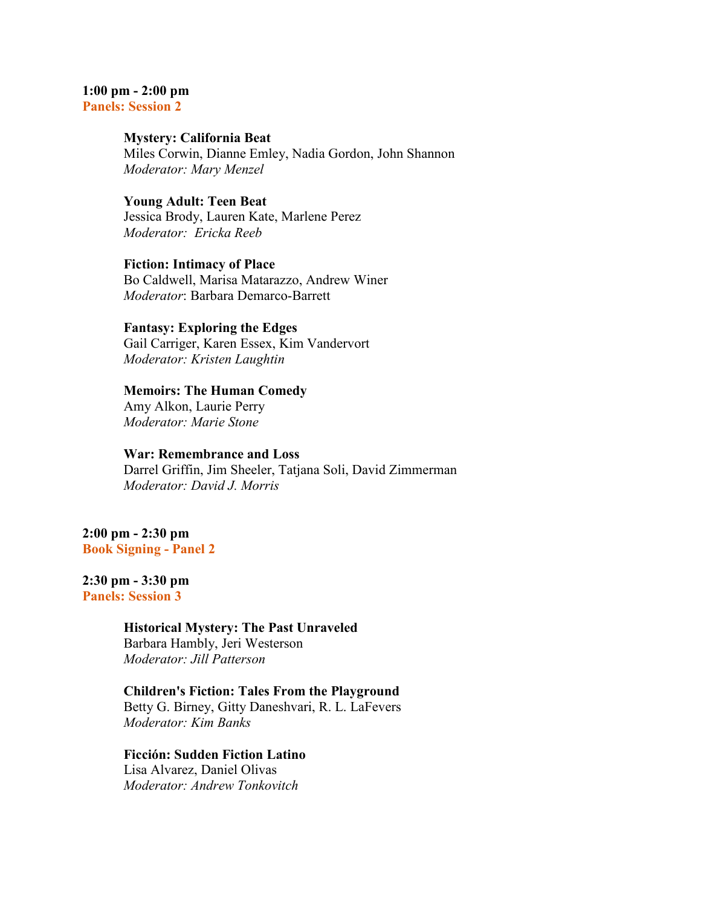**1:00 pm - 2:00 pm**
**Panels: Session 2**

**Mystery: California Beat**
Miles Corwin, Dianne Emley, Nadia Gordon, John Shannon
*Moderator: Mary Menzel*

**Young Adult: Teen Beat**
Jessica Brody, Lauren Kate, Marlene Perez
*Moderator: Ericka Reeb*

**Fiction: Intimacy of Place**
Bo Caldwell, Marisa Matarazzo, Andrew Winer
*Moderator*: Barbara Demarco-Barrett

**Fantasy: Exploring the Edges**
Gail Carriger, Karen Essex, Kim Vandervort
*Moderator: Kristen Laughtin*

**Memoirs: The Human Comedy**
Amy Alkon, Laurie Perry
*Moderator: Marie Stone*

**War: Remembrance and Loss**
Darrel Griffin, Jim Sheeler, Tatjana Soli, David Zimmerman
*Moderator: David J. Morris*

**2:00 pm - 2:30 pm**
**Book Signing - Panel 2**

**2:30 pm - 3:30 pm**
**Panels: Session 3**

**Historical Mystery: The Past Unraveled**
Barbara Hambly, Jeri Westerson
*Moderator: Jill Patterson*

**Children's Fiction: Tales From the Playground**
Betty G. Birney, Gitty Daneshvari, R. L. LaFevers
*Moderator: Kim Banks*

**Ficción: Sudden Fiction Latino**
Lisa Alvarez, Daniel Olivas
*Moderator: Andrew Tonkovitch*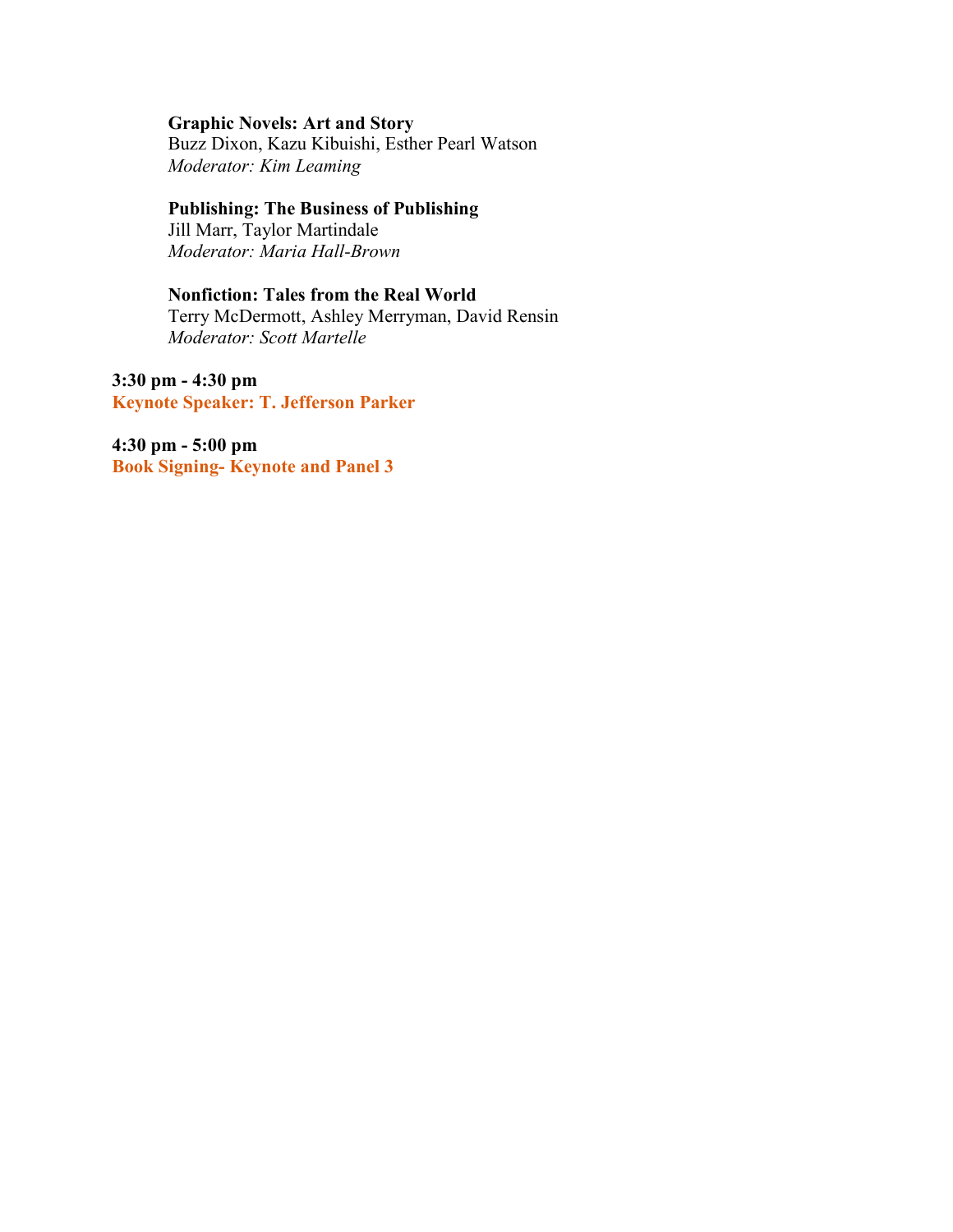**Graphic Novels: Art and Story**
Buzz Dixon, Kazu Kibuishi, Esther Pearl Watson
*Moderator: Kim Leaming*

**Publishing: The Business of Publishing**
Jill Marr, Taylor Martindale
*Moderator: Maria Hall-Brown*

**Nonfiction: Tales from the Real World**
Terry McDermott, Ashley Merryman, David Rensin
*Moderator: Scott Martelle*

**3:30 pm - 4:30 pm**
**Keynote Speaker: T. Jefferson Parker**

**4:30 pm - 5:00 pm**
**Book Signing- Keynote and Panel 3**